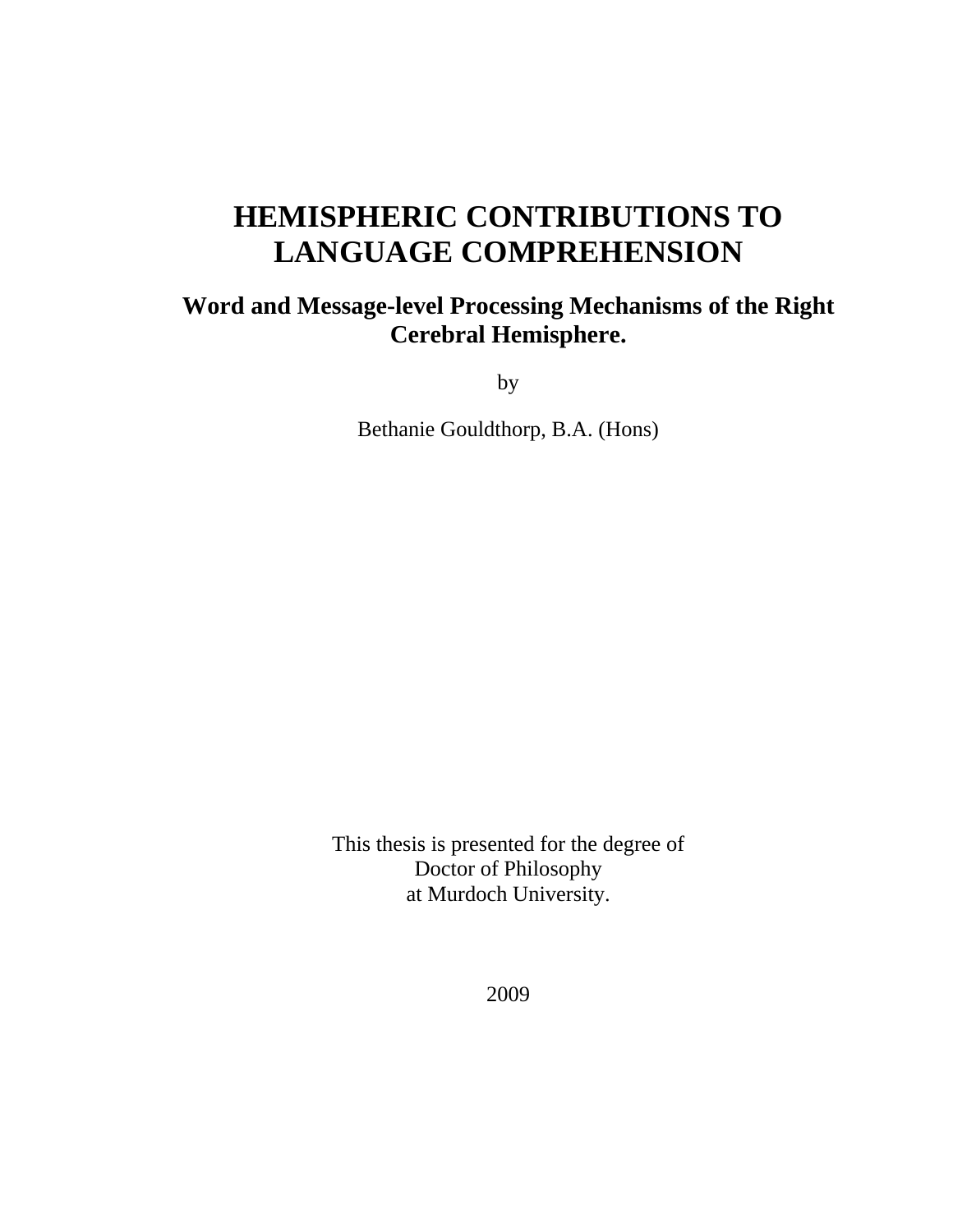# HEMISPHERIC CONTRIBUTIONS TO LANGUAGE COMPREHENSION

## Word and Message-level Processing Mechanisms of the Right Cerebral Hemisphere.

by

Bethanie Gouldthorp, B.A. (Hons)

This thesis is presented for the degree of
Doctor of Philosophy
at Murdoch University.

2009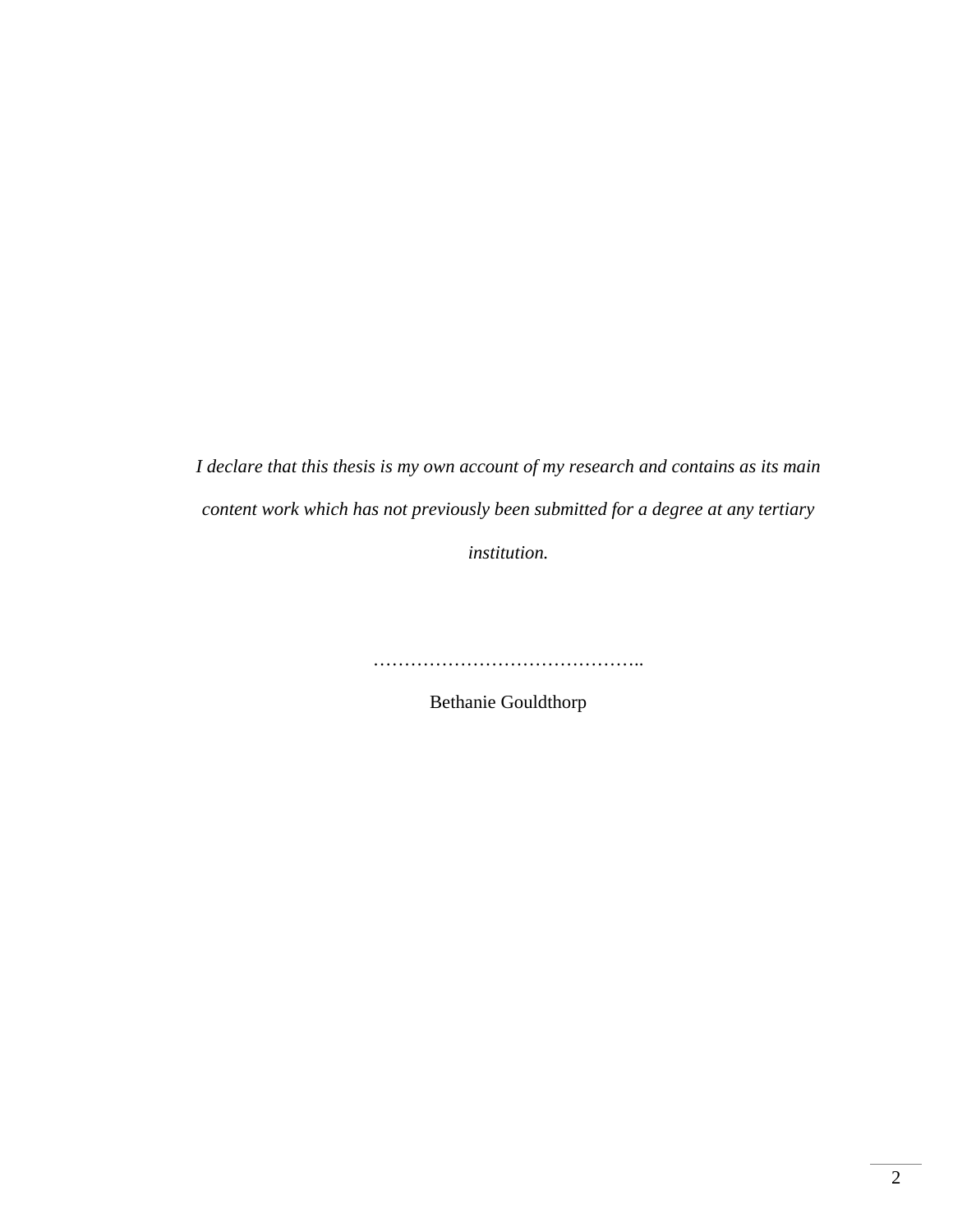*I declare that this thesis is my own account of my research and contains as its main content work which has not previously been submitted for a degree at any tertiary institution.*

……………………………………..

Bethanie Gouldthorp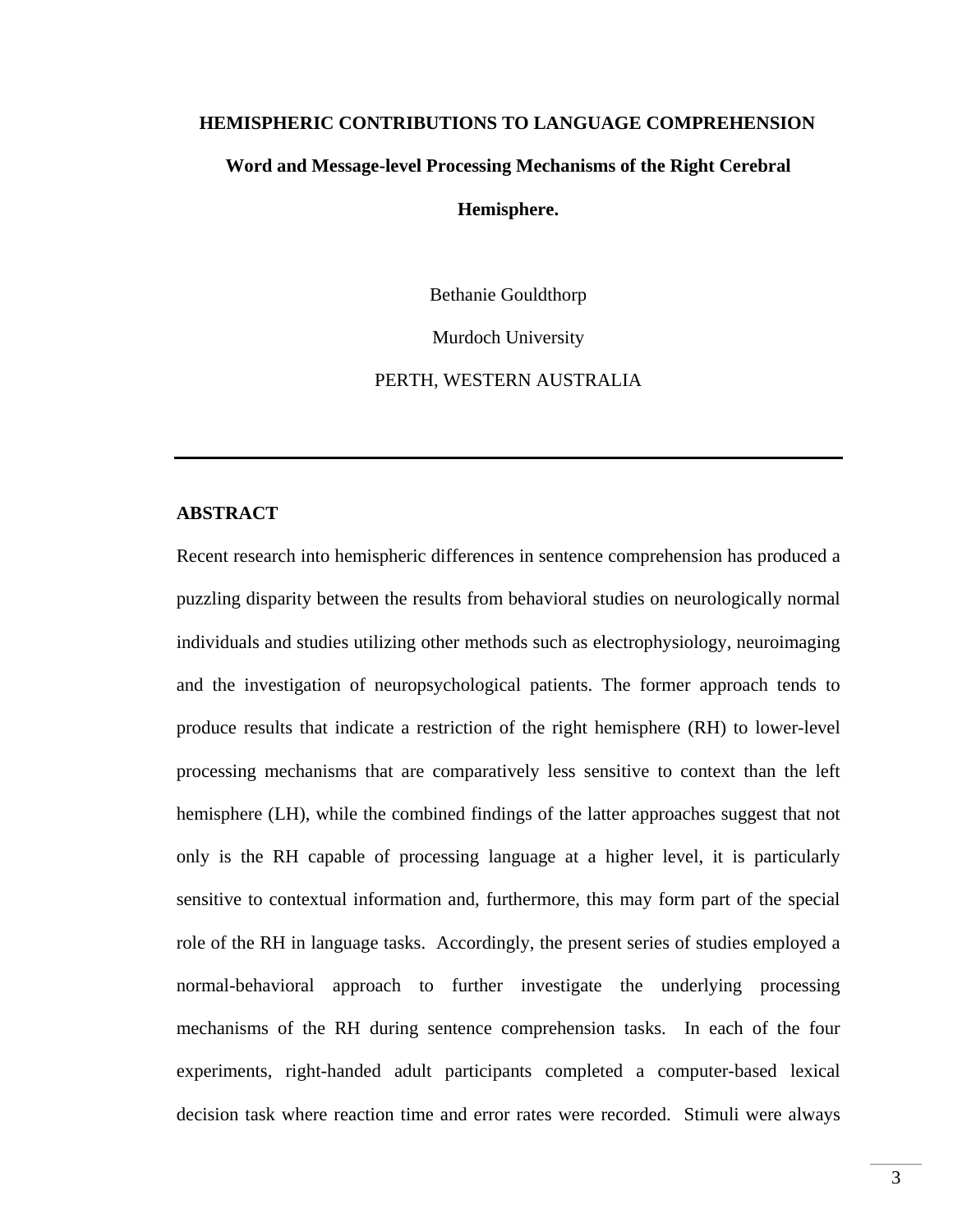# HEMISPHERIC CONTRIBUTIONS TO LANGUAGE COMPREHENSION

## Word and Message-level Processing Mechanisms of the Right Cerebral Hemisphere.

Bethanie Gouldthorp

Murdoch University

PERTH, WESTERN AUSTRALIA

---

### ABSTRACT

Recent research into hemispheric differences in sentence comprehension has produced a puzzling disparity between the results from behavioral studies on neurologically normal individuals and studies utilizing other methods such as electrophysiology, neuroimaging and the investigation of neuropsychological patients. The former approach tends to produce results that indicate a restriction of the right hemisphere (RH) to lower-level processing mechanisms that are comparatively less sensitive to context than the left hemisphere (LH), while the combined findings of the latter approaches suggest that not only is the RH capable of processing language at a higher level, it is particularly sensitive to contextual information and, furthermore, this may form part of the special role of the RH in language tasks. Accordingly, the present series of studies employed a normal-behavioral approach to further investigate the underlying processing mechanisms of the RH during sentence comprehension tasks. In each of the four experiments, right-handed adult participants completed a computer-based lexical decision task where reaction time and error rates were recorded. Stimuli were always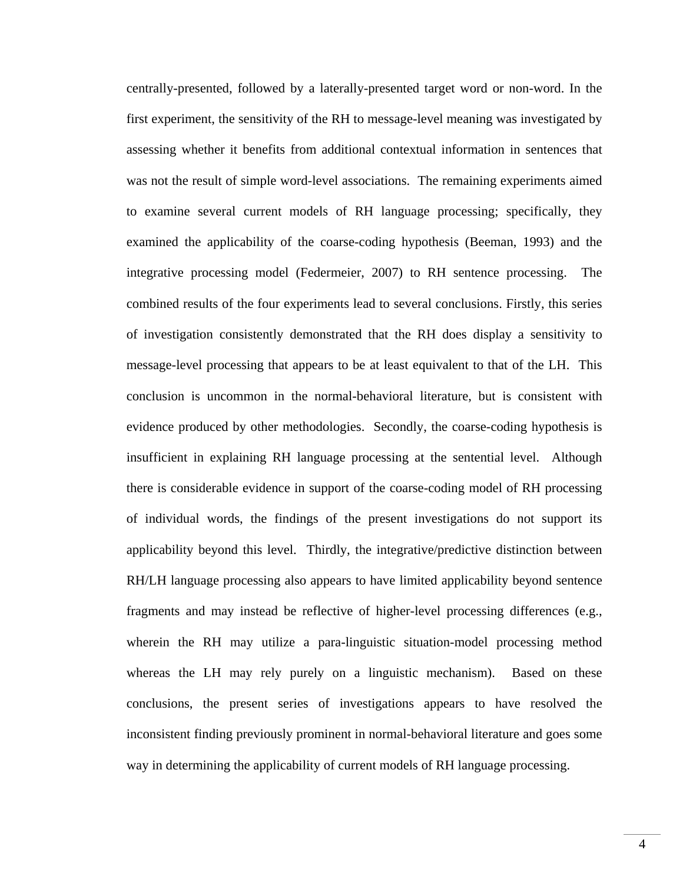centrally-presented, followed by a laterally-presented target word or non-word. In the first experiment, the sensitivity of the RH to message-level meaning was investigated by assessing whether it benefits from additional contextual information in sentences that was not the result of simple word-level associations. The remaining experiments aimed to examine several current models of RH language processing; specifically, they examined the applicability of the coarse-coding hypothesis (Beeman, 1993) and the integrative processing model (Federmeier, 2007) to RH sentence processing. The combined results of the four experiments lead to several conclusions. Firstly, this series of investigation consistently demonstrated that the RH does display a sensitivity to message-level processing that appears to be at least equivalent to that of the LH. This conclusion is uncommon in the normal-behavioral literature, but is consistent with evidence produced by other methodologies. Secondly, the coarse-coding hypothesis is insufficient in explaining RH language processing at the sentential level. Although there is considerable evidence in support of the coarse-coding model of RH processing of individual words, the findings of the present investigations do not support its applicability beyond this level. Thirdly, the integrative/predictive distinction between RH/LH language processing also appears to have limited applicability beyond sentence fragments and may instead be reflective of higher-level processing differences (e.g., wherein the RH may utilize a para-linguistic situation-model processing method whereas the LH may rely purely on a linguistic mechanism). Based on these conclusions, the present series of investigations appears to have resolved the inconsistent finding previously prominent in normal-behavioral literature and goes some way in determining the applicability of current models of RH language processing.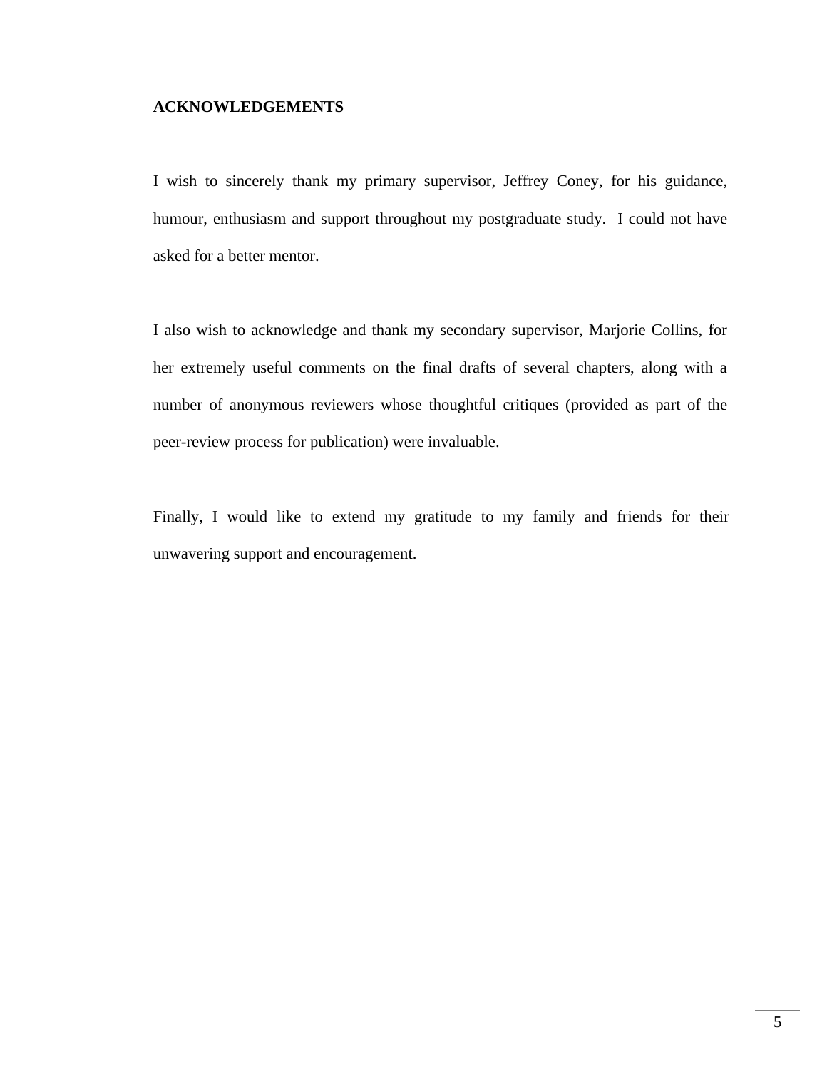## ACKNOWLEDGEMENTS

I wish to sincerely thank my primary supervisor, Jeffrey Coney, for his guidance, humour, enthusiasm and support throughout my postgraduate study. I could not have asked for a better mentor.

I also wish to acknowledge and thank my secondary supervisor, Marjorie Collins, for her extremely useful comments on the final drafts of several chapters, along with a number of anonymous reviewers whose thoughtful critiques (provided as part of the peer-review process for publication) were invaluable.

Finally, I would like to extend my gratitude to my family and friends for their unwavering support and encouragement.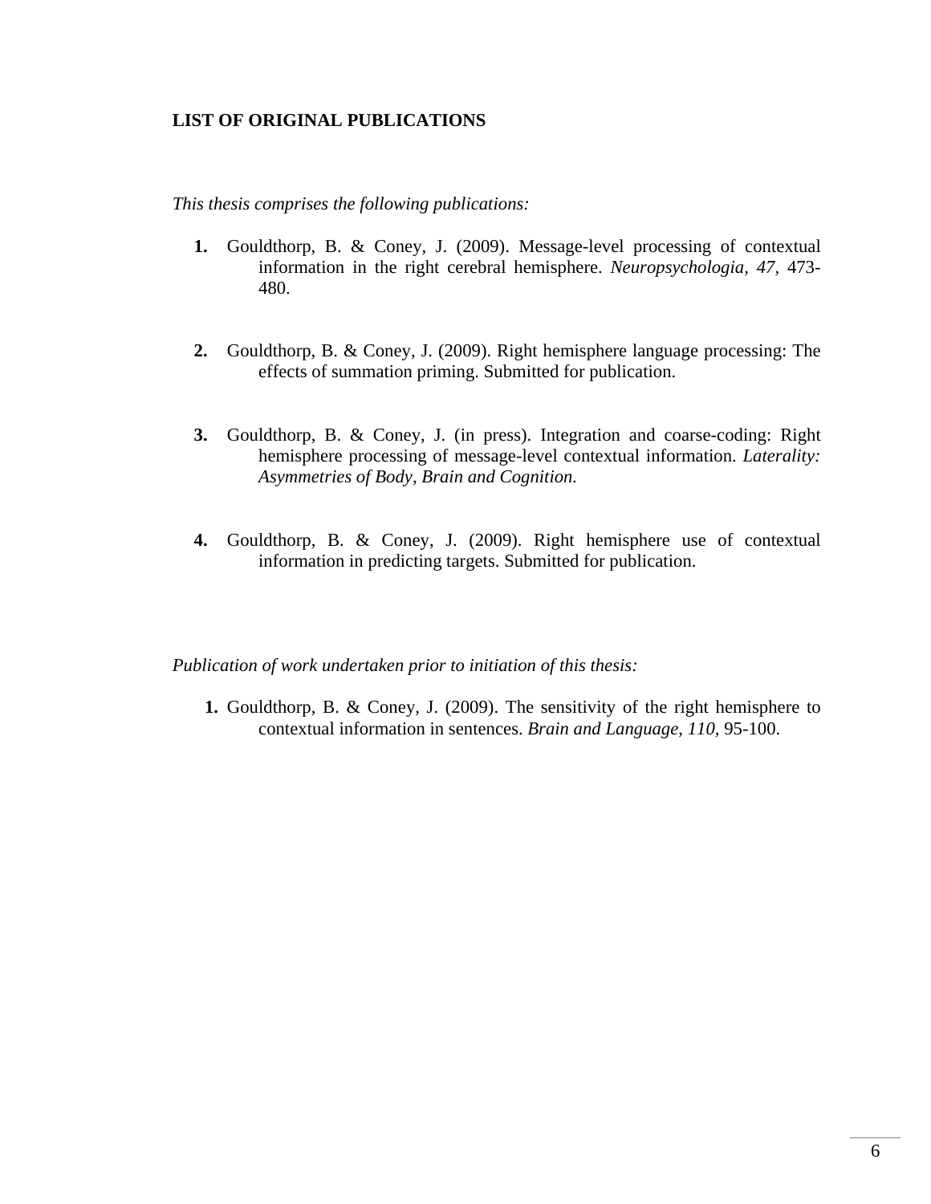## LIST OF ORIGINAL PUBLICATIONS

*This thesis comprises the following publications:*

1. Gouldthorp, B. & Coney, J. (2009). Message-level processing of contextual information in the right cerebral hemisphere. *Neuropsychologia, 47*, 473-480.

2. Gouldthorp, B. & Coney, J. (2009). Right hemisphere language processing: The effects of summation priming. Submitted for publication.

3. Gouldthorp, B. & Coney, J. (in press). Integration and coarse-coding: Right hemisphere processing of message-level contextual information. *Laterality: Asymmetries of Body, Brain and Cognition.*

4. Gouldthorp, B. & Coney, J. (2009). Right hemisphere use of contextual information in predicting targets. Submitted for publication.

*Publication of work undertaken prior to initiation of this thesis:*

1. Gouldthorp, B. & Coney, J. (2009). The sensitivity of the right hemisphere to contextual information in sentences. *Brain and Language, 110*, 95-100.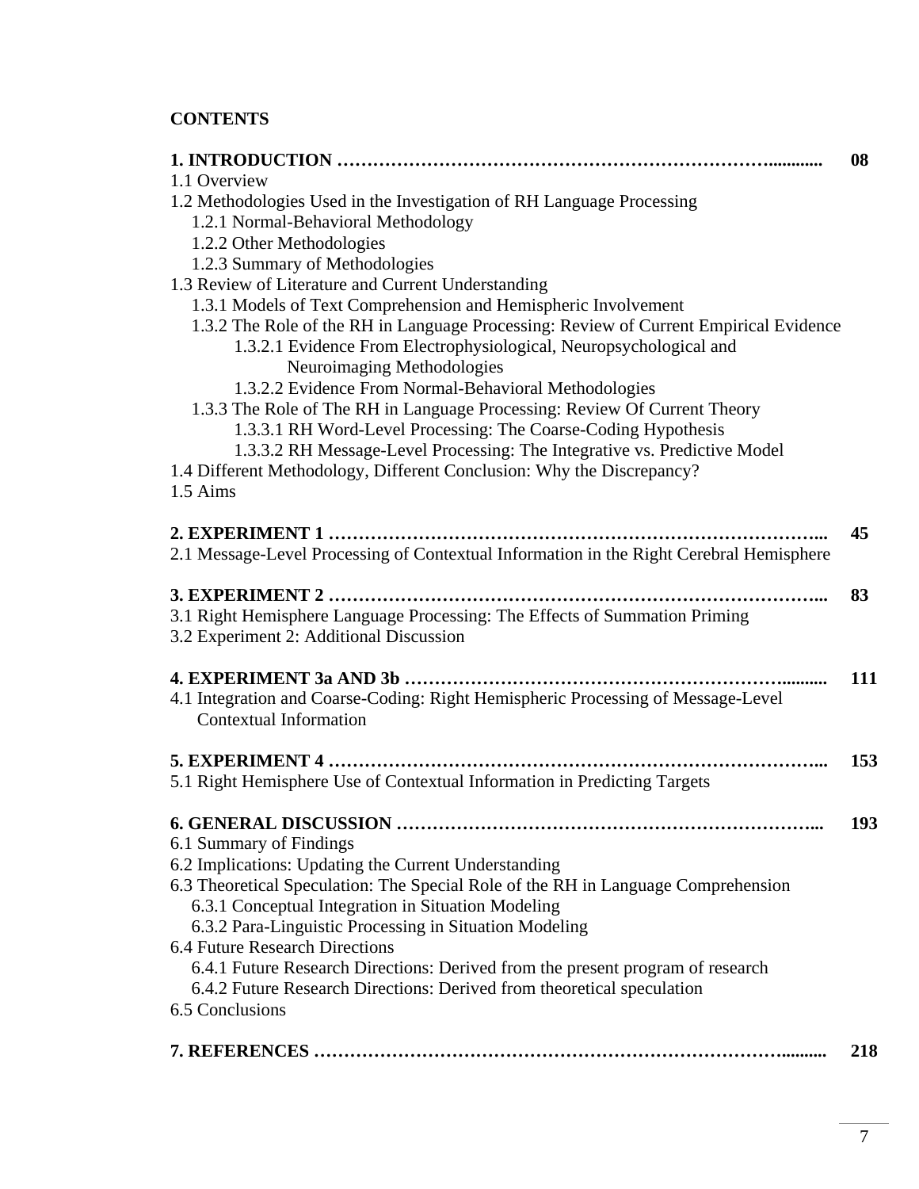**CONTENTS**

| | |
|---|---|
| **1. INTRODUCTION ………………………………………………………………………..........** | **08** |
| 1.1 Overview | |
| 1.2 Methodologies Used in the Investigation of RH Language Processing | |
| &nbsp;&nbsp;&nbsp;&nbsp;1.2.1 Normal-Behavioral Methodology | |
| &nbsp;&nbsp;&nbsp;&nbsp;1.2.2 Other Methodologies | |
| &nbsp;&nbsp;&nbsp;&nbsp;1.2.3 Summary of Methodologies | |
| 1.3 Review of Literature and Current Understanding | |
| &nbsp;&nbsp;&nbsp;&nbsp;1.3.1 Models of Text Comprehension and Hemispheric Involvement | |
| &nbsp;&nbsp;&nbsp;&nbsp;1.3.2 The Role of the RH in Language Processing: Review of Current Empirical Evidence | |
| &nbsp;&nbsp;&nbsp;&nbsp;&nbsp;&nbsp;&nbsp;&nbsp;1.3.2.1 Evidence From Electrophysiological, Neuropsychological and Neuroimaging Methodologies | |
| &nbsp;&nbsp;&nbsp;&nbsp;&nbsp;&nbsp;&nbsp;&nbsp;1.3.2.2 Evidence From Normal-Behavioral Methodologies | |
| &nbsp;&nbsp;&nbsp;&nbsp;1.3.3 The Role of The RH in Language Processing: Review Of Current Theory | |
| &nbsp;&nbsp;&nbsp;&nbsp;&nbsp;&nbsp;&nbsp;&nbsp;1.3.3.1 RH Word-Level Processing: The Coarse-Coding Hypothesis | |
| &nbsp;&nbsp;&nbsp;&nbsp;&nbsp;&nbsp;&nbsp;&nbsp;1.3.3.2 RH Message-Level Processing: The Integrative vs. Predictive Model | |
| 1.4 Different Methodology, Different Conclusion: Why the Discrepancy? | |
| 1.5 Aims | |
| **2. EXPERIMENT 1 ……………………………………………………………………...** | **45** |
| 2.1 Message-Level Processing of Contextual Information in the Right Cerebral Hemisphere | |
| **3. EXPERIMENT 2 ……………………………………………………………………...** | **83** |
| 3.1 Right Hemisphere Language Processing: The Effects of Summation Priming | |
| 3.2 Experiment 2: Additional Discussion | |
| **4. EXPERIMENT 3a AND 3b ……………………………………………………….........** | **111** |
| 4.1 Integration and Coarse-Coding: Right Hemispheric Processing of Message-Level Contextual Information | |
| **5. EXPERIMENT 4 ……………………………………………………………………...** | **153** |
| 5.1 Right Hemisphere Use of Contextual Information in Predicting Targets | |
| **6. GENERAL DISCUSSION ……………………………………………………………...** | **193** |
| 6.1 Summary of Findings | |
| 6.2 Implications: Updating the Current Understanding | |
| 6.3 Theoretical Speculation: The Special Role of the RH in Language Comprehension | |
| &nbsp;&nbsp;&nbsp;&nbsp;6.3.1 Conceptual Integration in Situation Modeling | |
| &nbsp;&nbsp;&nbsp;&nbsp;6.3.2 Para-Linguistic Processing in Situation Modeling | |
| 6.4 Future Research Directions | |
| &nbsp;&nbsp;&nbsp;&nbsp;6.4.1 Future Research Directions: Derived from the present program of research | |
| &nbsp;&nbsp;&nbsp;&nbsp;6.4.2 Future Research Directions: Derived from theoretical speculation | |
| 6.5 Conclusions | |
| **7. REFERENCES ……………………………………………………………………..........** | **218** |